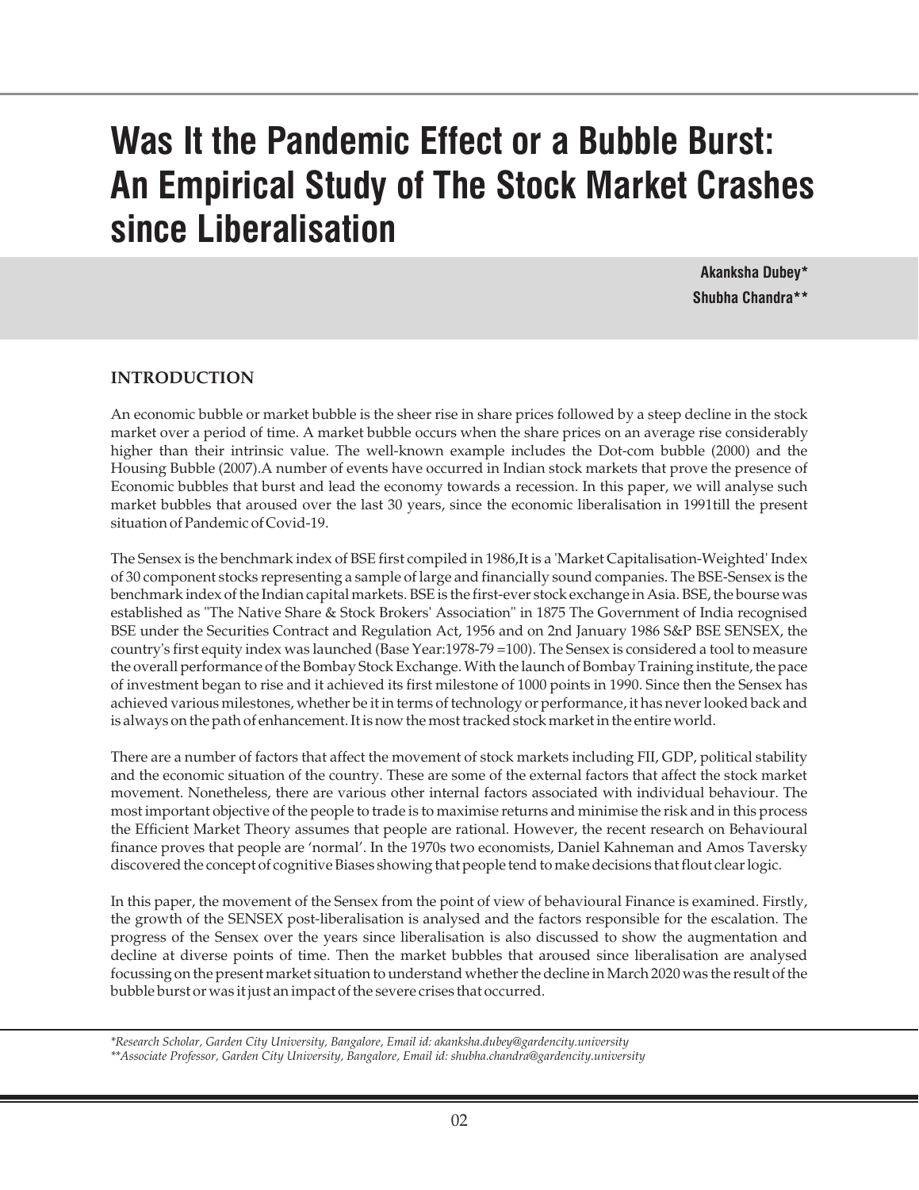# Was It the Pandemic Effect or a Bubble Burst: An Empirical Study of The Stock Market Crashes since Liberalisation

**Akanksha Dubey***
**Shubha Chandra****

## INTRODUCTION

An economic bubble or market bubble is the sheer rise in share prices followed by a steep decline in the stock market over a period of time. A market bubble occurs when the share prices on an average rise considerably higher than their intrinsic value. The well-known example includes the Dot-com bubble (2000) and the Housing Bubble (2007).A number of events have occurred in Indian stock markets that prove the presence of Economic bubbles that burst and lead the economy towards a recession. In this paper, we will analyse such market bubbles that aroused over the last 30 years, since the economic liberalisation in 1991till the present situation of Pandemic of Covid-19.

The Sensex is the benchmark index of BSE first compiled in 1986,It is a 'Market Capitalisation-Weighted' Index of 30 component stocks representing a sample of large and financially sound companies. The BSE-Sensex is the benchmark index of the Indian capital markets. BSE is the first-ever stock exchange in Asia. BSE, the bourse was established as "The Native Share & Stock Brokers' Association" in 1875 The Government of India recognised BSE under the Securities Contract and Regulation Act, 1956 and on 2nd January 1986 S&P BSE SENSEX, the country's first equity index was launched (Base Year:1978-79 =100). The Sensex is considered a tool to measure the overall performance of the Bombay Stock Exchange. With the launch of Bombay Training institute, the pace of investment began to rise and it achieved its first milestone of 1000 points in 1990. Since then the Sensex has achieved various milestones, whether be it in terms of technology or performance, it has never looked back and is always on the path of enhancement. It is now the most tracked stock market in the entire world.

There are a number of factors that affect the movement of stock markets including FII, GDP, political stability and the economic situation of the country. These are some of the external factors that affect the stock market movement. Nonetheless, there are various other internal factors associated with individual behaviour. The most important objective of the people to trade is to maximise returns and minimise the risk and in this process the Efficient Market Theory assumes that people are rational. However, the recent research on Behavioural finance proves that people are 'normal'. In the 1970s two economists, Daniel Kahneman and Amos Taversky discovered the concept of cognitive Biases showing that people tend to make decisions that flout clear logic.

In this paper, the movement of the Sensex from the point of view of behavioural Finance is examined. Firstly, the growth of the SENSEX post-liberalisation is analysed and the factors responsible for the escalation. The progress of the Sensex over the years since liberalisation is also discussed to show the augmentation and decline at diverse points of time. Then the market bubbles that aroused since liberalisation are analysed focussing on the present market situation to understand whether the decline in March 2020 was the result of the bubble burst or was it just an impact of the severe crises that occurred.

*Research Scholar, Garden City University, Bangalore, Email id: akanksha.dubey@gardencity.university
**Associate Professor, Garden City University, Bangalore, Email id: shubha.chandra@gardencity.university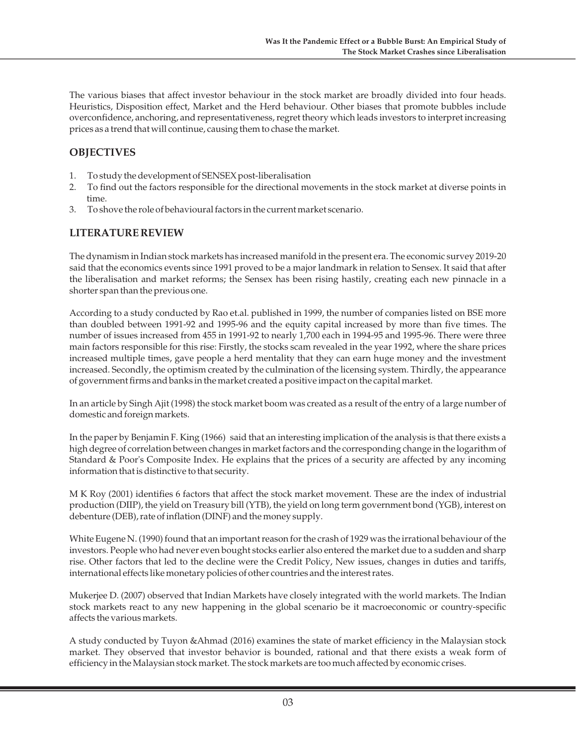The various biases that affect investor behaviour in the stock market are broadly divided into four heads. Heuristics, Disposition effect, Market and the Herd behaviour. Other biases that promote bubbles include overconfidence, anchoring, and representativeness, regret theory which leads investors to interpret increasing prices as a trend that will continue, causing them to chase the market.

## OBJECTIVES

1. To study the development of SENSEX post-liberalisation
2. To find out the factors responsible for the directional movements in the stock market at diverse points in time.
3. To shove the role of behavioural factors in the current market scenario.

## LITERATURE REVIEW

The dynamism in Indian stock markets has increased manifold in the present era. The economic survey 2019-20 said that the economics events since 1991 proved to be a major landmark in relation to Sensex. It said that after the liberalisation and market reforms; the Sensex has been rising hastily, creating each new pinnacle in a shorter span than the previous one.

According to a study conducted by Rao et.al. published in 1999, the number of companies listed on BSE more than doubled between 1991-92 and 1995-96 and the equity capital increased by more than five times. The number of issues increased from 455 in 1991-92 to nearly 1,700 each in 1994-95 and 1995-96. There were three main factors responsible for this rise: Firstly, the stocks scam revealed in the year 1992, where the share prices increased multiple times, gave people a herd mentality that they can earn huge money and the investment increased. Secondly, the optimism created by the culmination of the licensing system. Thirdly, the appearance of government firms and banks in the market created a positive impact on the capital market.

In an article by Singh Ajit (1998) the stock market boom was created as a result of the entry of a large number of domestic and foreign markets.

In the paper by Benjamin F. King (1966) said that an interesting implication of the analysis is that there exists a high degree of correlation between changes in market factors and the corresponding change in the logarithm of Standard & Poor's Composite Index. He explains that the prices of a security are affected by any incoming information that is distinctive to that security.

M K Roy (2001) identifies 6 factors that affect the stock market movement. These are the index of industrial production (DIIP), the yield on Treasury bill (YTB), the yield on long term government bond (YGB), interest on debenture (DEB), rate of inflation (DINF) and the money supply.

White Eugene N. (1990) found that an important reason for the crash of 1929 was the irrational behaviour of the investors. People who had never even bought stocks earlier also entered the market due to a sudden and sharp rise. Other factors that led to the decline were the Credit Policy, New issues, changes in duties and tariffs, international effects like monetary policies of other countries and the interest rates.

Mukerjee D. (2007) observed that Indian Markets have closely integrated with the world markets. The Indian stock markets react to any new happening in the global scenario be it macroeconomic or country-specific affects the various markets.

A study conducted by Tuyon &Ahmad (2016) examines the state of market efficiency in the Malaysian stock market. They observed that investor behavior is bounded, rational and that there exists a weak form of efficiency in the Malaysian stock market. The stock markets are too much affected by economic crises.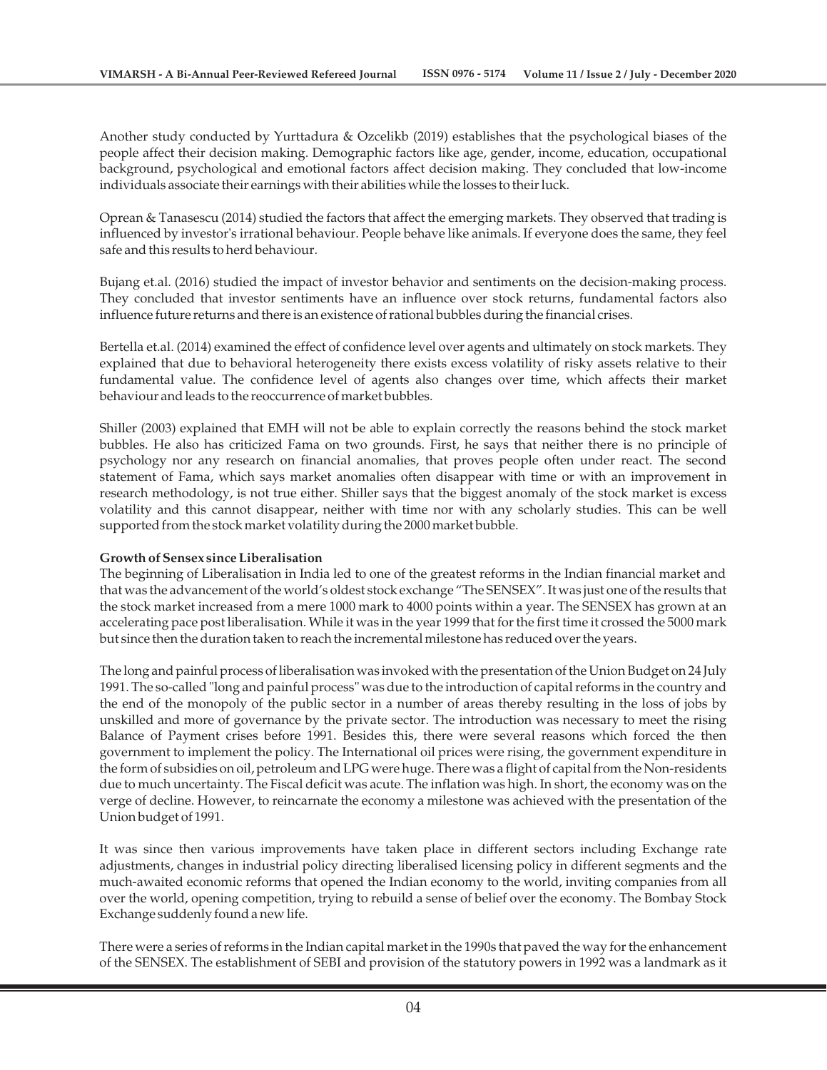Another study conducted by Yurttadura & Ozcelikb (2019) establishes that the psychological biases of the people affect their decision making. Demographic factors like age, gender, income, education, occupational background, psychological and emotional factors affect decision making. They concluded that low-income individuals associate their earnings with their abilities while the losses to their luck.

Oprean & Tanasescu (2014) studied the factors that affect the emerging markets. They observed that trading is influenced by investor's irrational behaviour. People behave like animals. If everyone does the same, they feel safe and this results to herd behaviour.

Bujang et.al. (2016) studied the impact of investor behavior and sentiments on the decision-making process. They concluded that investor sentiments have an influence over stock returns, fundamental factors also influence future returns and there is an existence of rational bubbles during the financial crises.

Bertella et.al. (2014) examined the effect of confidence level over agents and ultimately on stock markets. They explained that due to behavioral heterogeneity there exists excess volatility of risky assets relative to their fundamental value. The confidence level of agents also changes over time, which affects their market behaviour and leads to the reoccurrence of market bubbles.

Shiller (2003) explained that EMH will not be able to explain correctly the reasons behind the stock market bubbles. He also has criticized Fama on two grounds. First, he says that neither there is no principle of psychology nor any research on financial anomalies, that proves people often under react. The second statement of Fama, which says market anomalies often disappear with time or with an improvement in research methodology, is not true either. Shiller says that the biggest anomaly of the stock market is excess volatility and this cannot disappear, neither with time nor with any scholarly studies. This can be well supported from the stock market volatility during the 2000 market bubble.

**Growth of Sensex since Liberalisation**

The beginning of Liberalisation in India led to one of the greatest reforms in the Indian financial market and that was the advancement of the world's oldest stock exchange "The SENSEX". It was just one of the results that the stock market increased from a mere 1000 mark to 4000 points within a year. The SENSEX has grown at an accelerating pace post liberalisation. While it was in the year 1999 that for the first time it crossed the 5000 mark but since then the duration taken to reach the incremental milestone has reduced over the years.

The long and painful process of liberalisation was invoked with the presentation of the Union Budget on 24 July 1991. The so-called "long and painful process" was due to the introduction of capital reforms in the country and the end of the monopoly of the public sector in a number of areas thereby resulting in the loss of jobs by unskilled and more of governance by the private sector. The introduction was necessary to meet the rising Balance of Payment crises before 1991. Besides this, there were several reasons which forced the then government to implement the policy. The International oil prices were rising, the government expenditure in the form of subsidies on oil, petroleum and LPG were huge. There was a flight of capital from the Non-residents due to much uncertainty. The Fiscal deficit was acute. The inflation was high. In short, the economy was on the verge of decline. However, to reincarnate the economy a milestone was achieved with the presentation of the Union budget of 1991.

It was since then various improvements have taken place in different sectors including Exchange rate adjustments, changes in industrial policy directing liberalised licensing policy in different segments and the much-awaited economic reforms that opened the Indian economy to the world, inviting companies from all over the world, opening competition, trying to rebuild a sense of belief over the economy. The Bombay Stock Exchange suddenly found a new life.

There were a series of reforms in the Indian capital market in the 1990s that paved the way for the enhancement of the SENSEX. The establishment of SEBI and provision of the statutory powers in 1992 was a landmark as it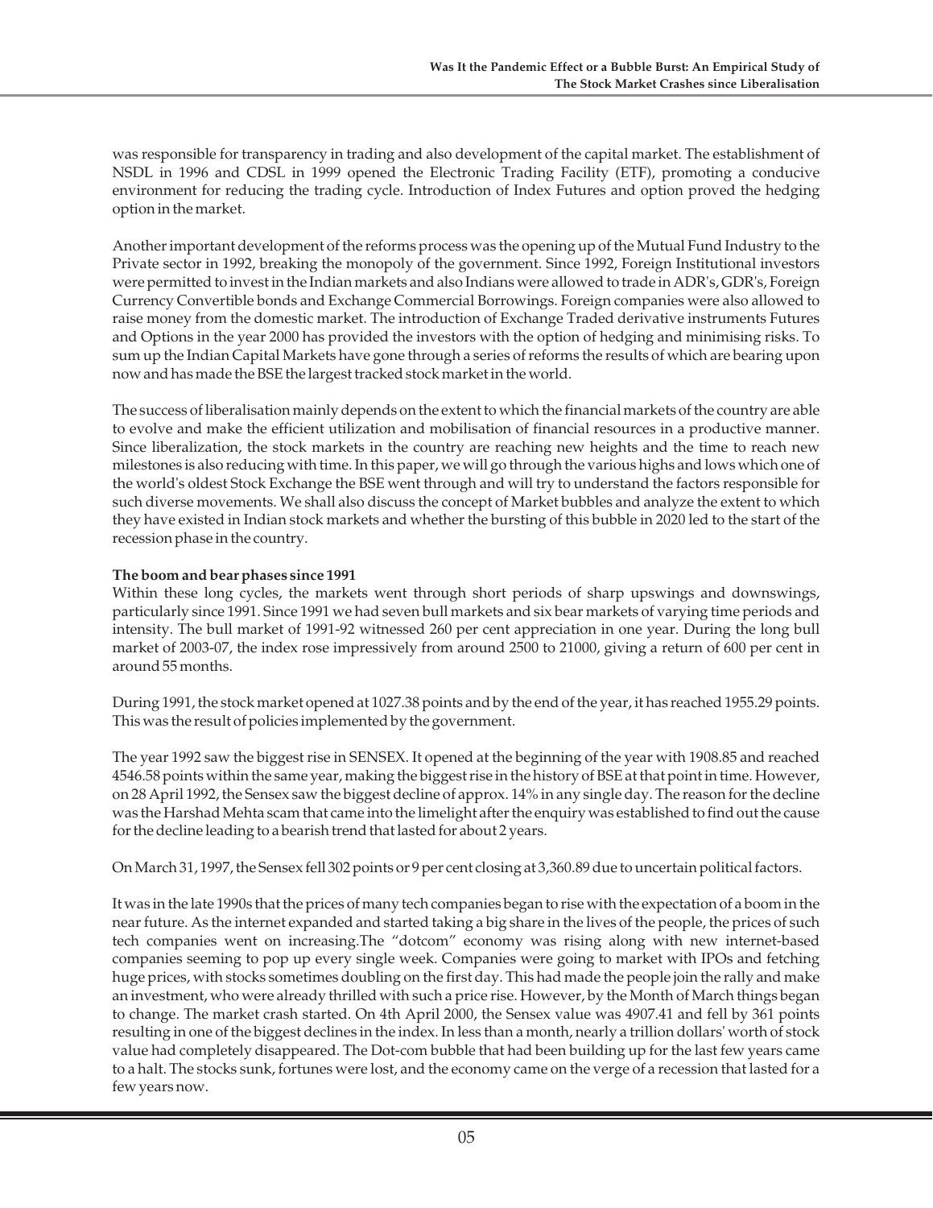was responsible for transparency in trading and also development of the capital market. The establishment of NSDL in 1996 and CDSL in 1999 opened the Electronic Trading Facility (ETF), promoting a conducive environment for reducing the trading cycle. Introduction of Index Futures and option proved the hedging option in the market.

Another important development of the reforms process was the opening up of the Mutual Fund Industry to the Private sector in 1992, breaking the monopoly of the government. Since 1992, Foreign Institutional investors were permitted to invest in the Indian markets and also Indians were allowed to trade in ADR's, GDR's, Foreign Currency Convertible bonds and Exchange Commercial Borrowings. Foreign companies were also allowed to raise money from the domestic market. The introduction of Exchange Traded derivative instruments Futures and Options in the year 2000 has provided the investors with the option of hedging and minimising risks. To sum up the Indian Capital Markets have gone through a series of reforms the results of which are bearing upon now and has made the BSE the largest tracked stock market in the world.

The success of liberalisation mainly depends on the extent to which the financial markets of the country are able to evolve and make the efficient utilization and mobilisation of financial resources in a productive manner. Since liberalization, the stock markets in the country are reaching new heights and the time to reach new milestones is also reducing with time. In this paper, we will go through the various highs and lows which one of the world's oldest Stock Exchange the BSE went through and will try to understand the factors responsible for such diverse movements. We shall also discuss the concept of Market bubbles and analyze the extent to which they have existed in Indian stock markets and whether the bursting of this bubble in 2020 led to the start of the recession phase in the country.

**The boom and bear phases since 1991**

Within these long cycles, the markets went through short periods of sharp upswings and downswings, particularly since 1991. Since 1991 we had seven bull markets and six bear markets of varying time periods and intensity. The bull market of 1991-92 witnessed 260 per cent appreciation in one year. During the long bull market of 2003-07, the index rose impressively from around 2500 to 21000, giving a return of 600 per cent in around 55 months.

During 1991, the stock market opened at 1027.38 points and by the end of the year, it has reached 1955.29 points. This was the result of policies implemented by the government.

The year 1992 saw the biggest rise in SENSEX. It opened at the beginning of the year with 1908.85 and reached 4546.58 points within the same year, making the biggest rise in the history of BSE at that point in time. However, on 28 April 1992, the Sensex saw the biggest decline of approx. 14% in any single day. The reason for the decline was the Harshad Mehta scam that came into the limelight after the enquiry was established to find out the cause for the decline leading to a bearish trend that lasted for about 2 years.

On March 31, 1997, the Sensex fell 302 points or 9 per cent closing at 3,360.89 due to uncertain political factors.

It was in the late 1990s that the prices of many tech companies began to rise with the expectation of a boom in the near future. As the internet expanded and started taking a big share in the lives of the people, the prices of such tech companies went on increasing.The "dotcom" economy was rising along with new internet-based companies seeming to pop up every single week. Companies were going to market with IPOs and fetching huge prices, with stocks sometimes doubling on the first day. This had made the people join the rally and make an investment, who were already thrilled with such a price rise. However, by the Month of March things began to change. The market crash started. On 4th April 2000, the Sensex value was 4907.41 and fell by 361 points resulting in one of the biggest declines in the index. In less than a month, nearly a trillion dollars' worth of stock value had completely disappeared. The Dot-com bubble that had been building up for the last few years came to a halt. The stocks sunk, fortunes were lost, and the economy came on the verge of a recession that lasted for a few years now.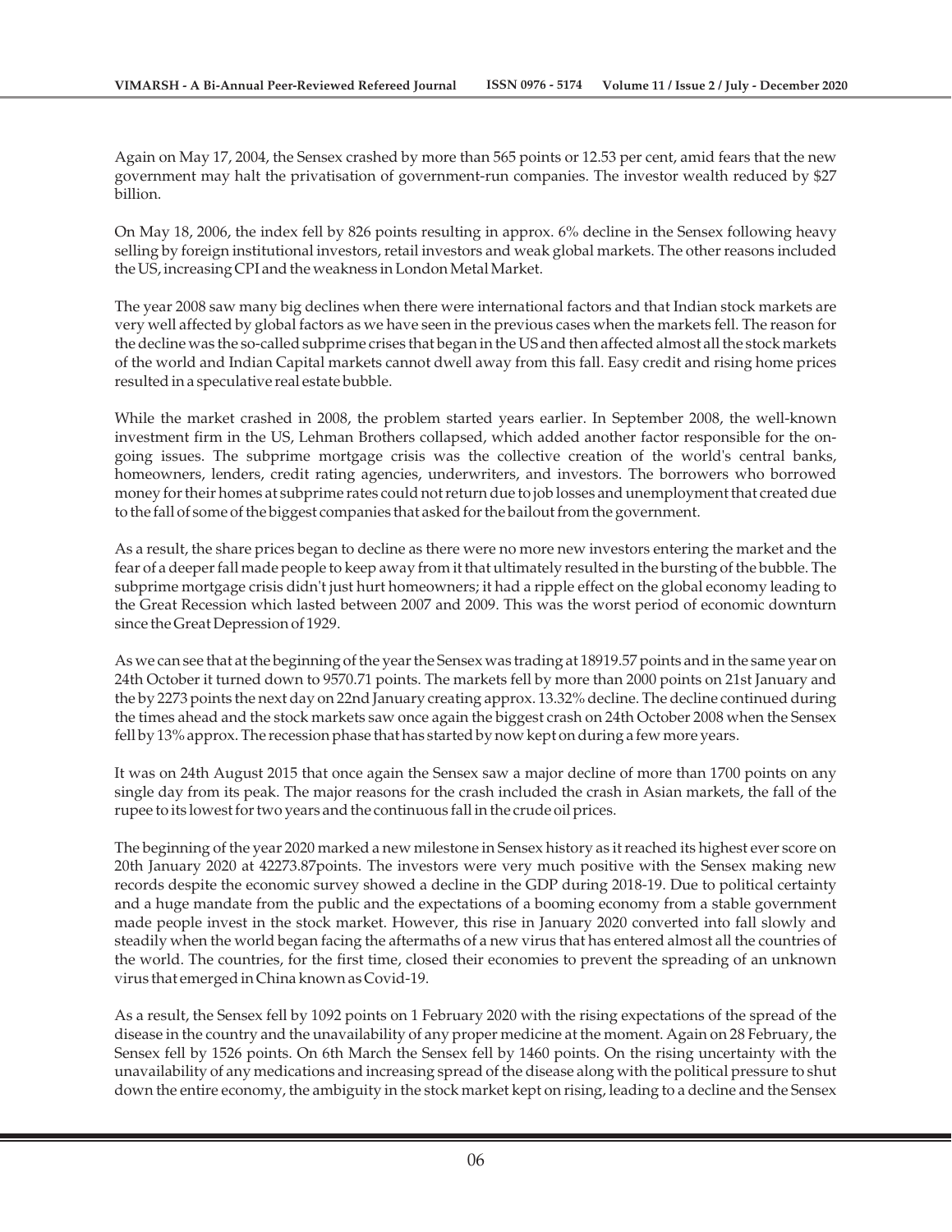Again on May 17, 2004, the Sensex crashed by more than 565 points or 12.53 per cent, amid fears that the new government may halt the privatisation of government-run companies. The investor wealth reduced by $27 billion.

On May 18, 2006, the index fell by 826 points resulting in approx. 6% decline in the Sensex following heavy selling by foreign institutional investors, retail investors and weak global markets. The other reasons included the US, increasing CPI and the weakness in London Metal Market.

The year 2008 saw many big declines when there were international factors and that Indian stock markets are very well affected by global factors as we have seen in the previous cases when the markets fell. The reason for the decline was the so-called subprime crises that began in the US and then affected almost all the stock markets of the world and Indian Capital markets cannot dwell away from this fall. Easy credit and rising home prices resulted in a speculative real estate bubble.

While the market crashed in 2008, the problem started years earlier. In September 2008, the well-known investment firm in the US, Lehman Brothers collapsed, which added another factor responsible for the on-going issues. The subprime mortgage crisis was the collective creation of the world's central banks, homeowners, lenders, credit rating agencies, underwriters, and investors. The borrowers who borrowed money for their homes at subprime rates could not return due to job losses and unemployment that created due to the fall of some of the biggest companies that asked for the bailout from the government.

As a result, the share prices began to decline as there were no more new investors entering the market and the fear of a deeper fall made people to keep away from it that ultimately resulted in the bursting of the bubble. The subprime mortgage crisis didn't just hurt homeowners; it had a ripple effect on the global economy leading to the Great Recession which lasted between 2007 and 2009. This was the worst period of economic downturn since the Great Depression of 1929.

As we can see that at the beginning of the year the Sensex was trading at 18919.57 points and in the same year on 24th October it turned down to 9570.71 points. The markets fell by more than 2000 points on 21st January and the by 2273 points the next day on 22nd January creating approx. 13.32% decline. The decline continued during the times ahead and the stock markets saw once again the biggest crash on 24th October 2008 when the Sensex fell by 13% approx. The recession phase that has started by now kept on during a few more years.

It was on 24th August 2015 that once again the Sensex saw a major decline of more than 1700 points on any single day from its peak. The major reasons for the crash included the crash in Asian markets, the fall of the rupee to its lowest for two years and the continuous fall in the crude oil prices.

The beginning of the year 2020 marked a new milestone in Sensex history as it reached its highest ever score on 20th January 2020 at 42273.87points. The investors were very much positive with the Sensex making new records despite the economic survey showed a decline in the GDP during 2018-19. Due to political certainty and a huge mandate from the public and the expectations of a booming economy from a stable government made people invest in the stock market. However, this rise in January 2020 converted into fall slowly and steadily when the world began facing the aftermaths of a new virus that has entered almost all the countries of the world. The countries, for the first time, closed their economies to prevent the spreading of an unknown virus that emerged in China known as Covid-19.

As a result, the Sensex fell by 1092 points on 1 February 2020 with the rising expectations of the spread of the disease in the country and the unavailability of any proper medicine at the moment. Again on 28 February, the Sensex fell by 1526 points. On 6th March the Sensex fell by 1460 points. On the rising uncertainty with the unavailability of any medications and increasing spread of the disease along with the political pressure to shut down the entire economy, the ambiguity in the stock market kept on rising, leading to a decline and the Sensex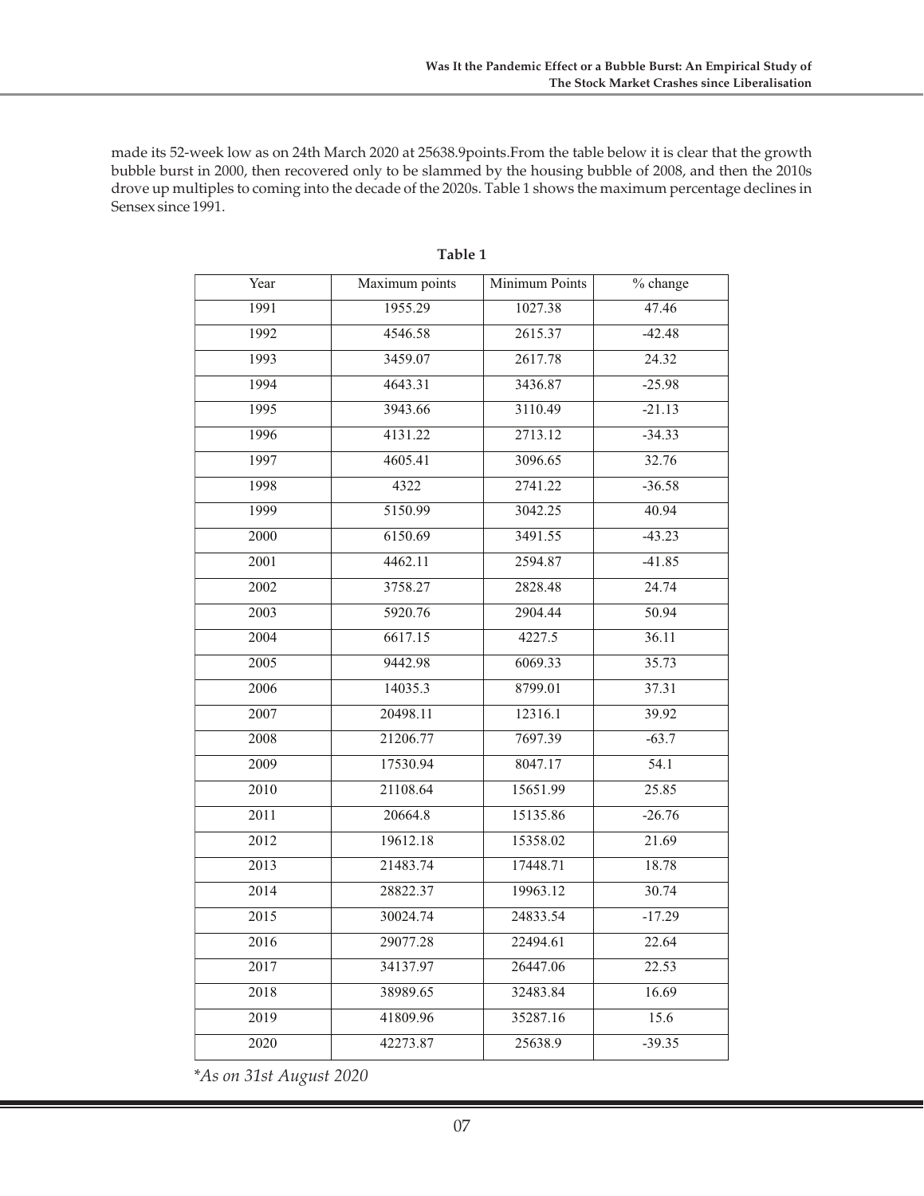made its 52-week low as on 24th March 2020 at 25638.9points.From the table below it is clear that the growth bubble burst in 2000, then recovered only to be slammed by the housing bubble of 2008, and then the 2010s drove up multiples to coming into the decade of the 2020s. Table 1 shows the maximum percentage declines in Sensex since 1991.

**Table 1**

| Year | Maximum points | Minimum Points | % change |
|---|---|---|---|
| 1991 | 1955.29 | 1027.38 | 47.46 |
| 1992 | 4546.58 | 2615.37 | -42.48 |
| 1993 | 3459.07 | 2617.78 | 24.32 |
| 1994 | 4643.31 | 3436.87 | -25.98 |
| 1995 | 3943.66 | 3110.49 | -21.13 |
| 1996 | 4131.22 | 2713.12 | -34.33 |
| 1997 | 4605.41 | 3096.65 | 32.76 |
| 1998 | 4322 | 2741.22 | -36.58 |
| 1999 | 5150.99 | 3042.25 | 40.94 |
| 2000 | 6150.69 | 3491.55 | -43.23 |
| 2001 | 4462.11 | 2594.87 | -41.85 |
| 2002 | 3758.27 | 2828.48 | 24.74 |
| 2003 | 5920.76 | 2904.44 | 50.94 |
| 2004 | 6617.15 | 4227.5 | 36.11 |
| 2005 | 9442.98 | 6069.33 | 35.73 |
| 2006 | 14035.3 | 8799.01 | 37.31 |
| 2007 | 20498.11 | 12316.1 | 39.92 |
| 2008 | 21206.77 | 7697.39 | -63.7 |
| 2009 | 17530.94 | 8047.17 | 54.1 |
| 2010 | 21108.64 | 15651.99 | 25.85 |
| 2011 | 20664.8 | 15135.86 | -26.76 |
| 2012 | 19612.18 | 15358.02 | 21.69 |
| 2013 | 21483.74 | 17448.71 | 18.78 |
| 2014 | 28822.37 | 19963.12 | 30.74 |
| 2015 | 30024.74 | 24833.54 | -17.29 |
| 2016 | 29077.28 | 22494.61 | 22.64 |
| 2017 | 34137.97 | 26447.06 | 22.53 |
| 2018 | 38989.65 | 32483.84 | 16.69 |
| 2019 | 41809.96 | 35287.16 | 15.6 |
| 2020 | 42273.87 | 25638.9 | -39.35 |

*\*As on 31st August 2020*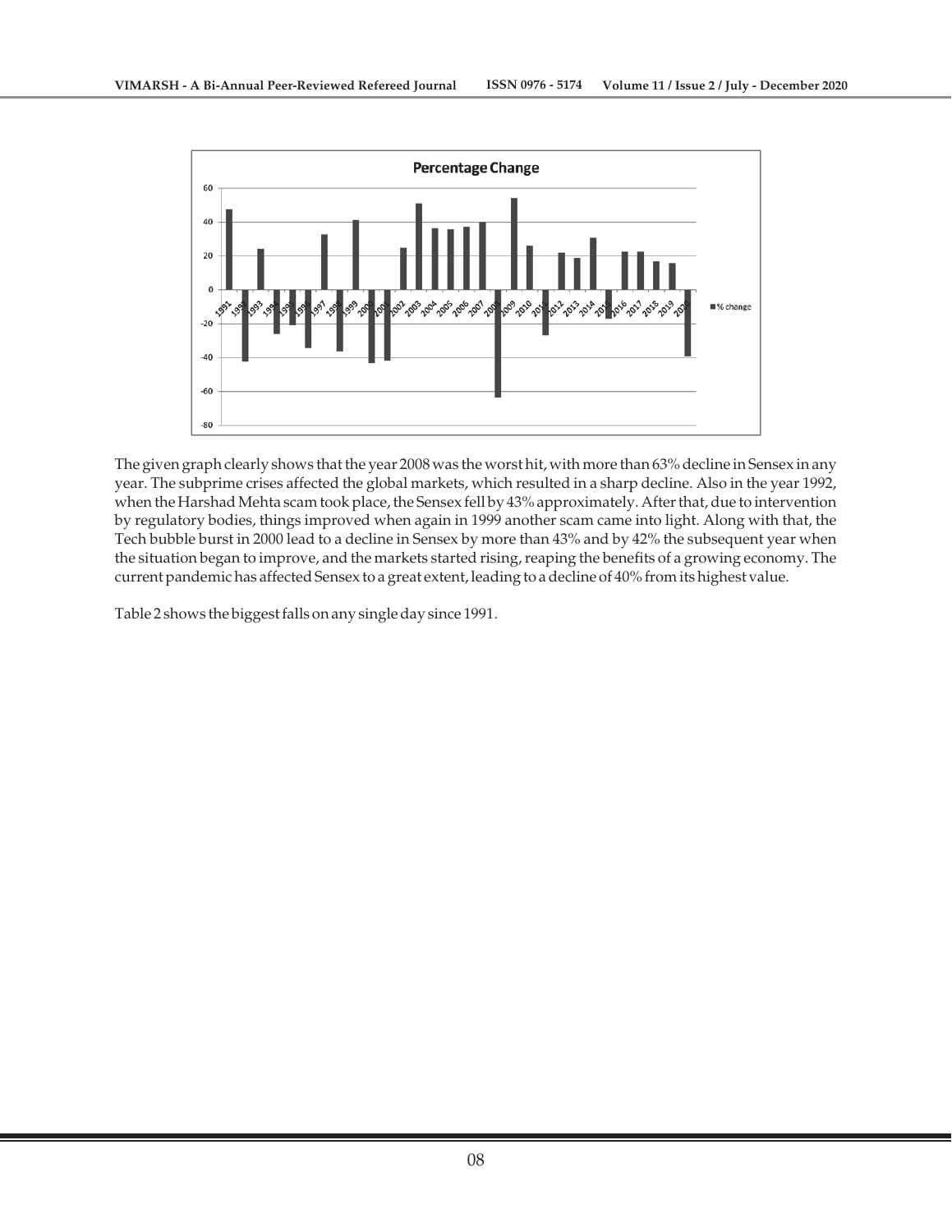The given graph clearly shows that the year 2008 was the worst hit, with more than 63% decline in Sensex in any year. The subprime crises affected the global markets, which resulted in a sharp decline. Also in the year 1992, when the Harshad Mehta scam took place, the Sensex fell by 43% approximately. After that, due to intervention by regulatory bodies, things improved when again in 1999 another scam came into light. Along with that, the Tech bubble burst in 2000 lead to a decline in Sensex by more than 43% and by 42% the subsequent year when the situation began to improve, and the markets started rising, reaping the benefits of a growing economy. The current pandemic has affected Sensex to a great extent, leading to a decline of 40% from its highest value.

Table 2 shows the biggest falls on any single day since 1991.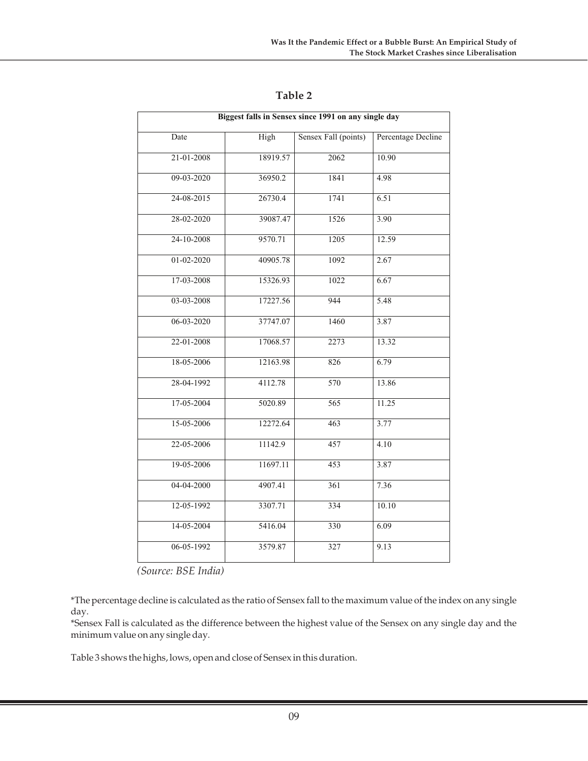## Table 2

| Biggest falls in Sensex since 1991 on any single day | | | |
|---|---|---|---|
| Date | High | Sensex Fall (points) | Percentage Decline |
| 21-01-2008 | 18919.57 | 2062 | 10.90 |
| 09-03-2020 | 36950.2 | 1841 | 4.98 |
| 24-08-2015 | 26730.4 | 1741 | 6.51 |
| 28-02-2020 | 39087.47 | 1526 | 3.90 |
| 24-10-2008 | 9570.71 | 1205 | 12.59 |
| 01-02-2020 | 40905.78 | 1092 | 2.67 |
| 17-03-2008 | 15326.93 | 1022 | 6.67 |
| 03-03-2008 | 17227.56 | 944 | 5.48 |
| 06-03-2020 | 37747.07 | 1460 | 3.87 |
| 22-01-2008 | 17068.57 | 2273 | 13.32 |
| 18-05-2006 | 12163.98 | 826 | 6.79 |
| 28-04-1992 | 4112.78 | 570 | 13.86 |
| 17-05-2004 | 5020.89 | 565 | 11.25 |
| 15-05-2006 | 12272.64 | 463 | 3.77 |
| 22-05-2006 | 11142.9 | 457 | 4.10 |
| 19-05-2006 | 11697.11 | 453 | 3.87 |
| 04-04-2000 | 4907.41 | 361 | 7.36 |
| 12-05-1992 | 3307.71 | 334 | 10.10 |
| 14-05-2004 | 5416.04 | 330 | 6.09 |
| 06-05-1992 | 3579.87 | 327 | 9.13 |

*(Source: BSE India)*

*The percentage decline is calculated as the ratio of Sensex fall to the maximum value of the index on any single day.

*Sensex Fall is calculated as the difference between the highest value of the Sensex on any single day and the minimum value on any single day.

Table 3 shows the highs, lows, open and close of Sensex in this duration.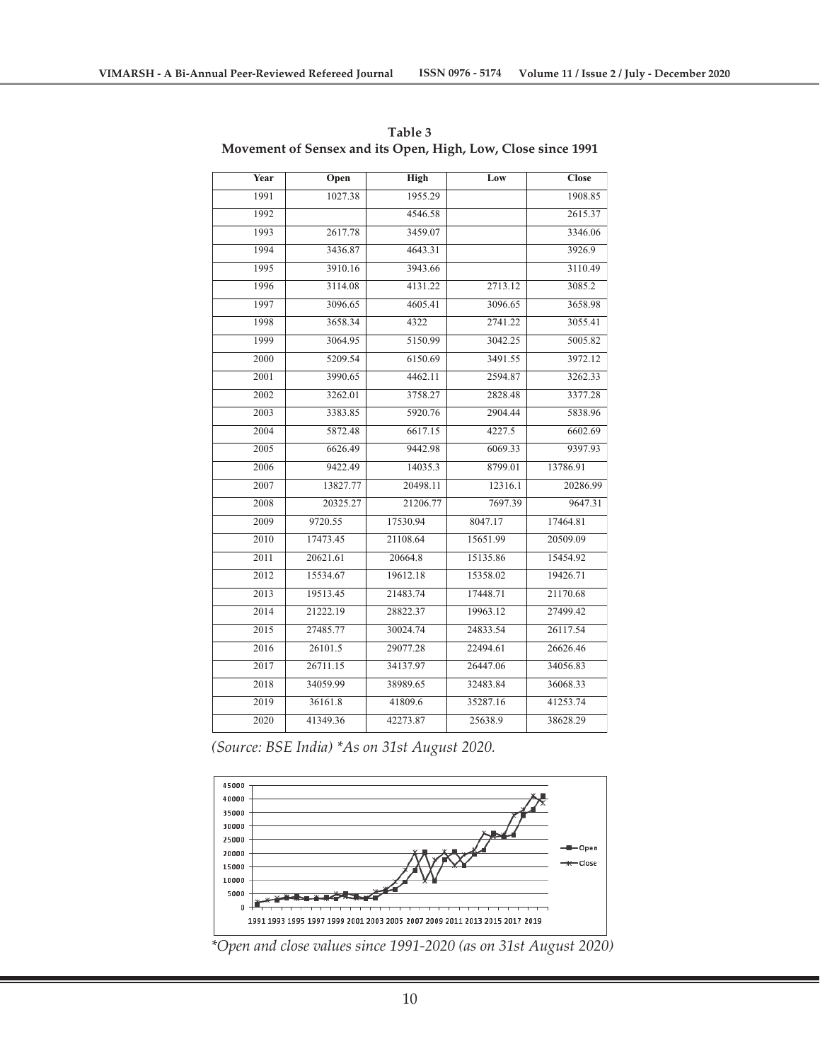**Table 3**
**Movement of Sensex and its Open, High, Low, Close since 1991**

| Year | Open | High | Low | Close |
|---|---|---|---|---|
| 1991 | 1027.38 | 1955.29 | | 1908.85 |
| 1992 | | 4546.58 | | 2615.37 |
| 1993 | 2617.78 | 3459.07 | | 3346.06 |
| 1994 | 3436.87 | 4643.31 | | 3926.9 |
| 1995 | 3910.16 | 3943.66 | | 3110.49 |
| 1996 | 3114.08 | 4131.22 | 2713.12 | 3085.2 |
| 1997 | 3096.65 | 4605.41 | 3096.65 | 3658.98 |
| 1998 | 3658.34 | 4322 | 2741.22 | 3055.41 |
| 1999 | 3064.95 | 5150.99 | 3042.25 | 5005.82 |
| 2000 | 5209.54 | 6150.69 | 3491.55 | 3972.12 |
| 2001 | 3990.65 | 4462.11 | 2594.87 | 3262.33 |
| 2002 | 3262.01 | 3758.27 | 2828.48 | 3377.28 |
| 2003 | 3383.85 | 5920.76 | 2904.44 | 5838.96 |
| 2004 | 5872.48 | 6617.15 | 4227.5 | 6602.69 |
| 2005 | 6626.49 | 9442.98 | 6069.33 | 9397.93 |
| 2006 | 9422.49 | 14035.3 | 8799.01 | 13786.91 |
| 2007 | 13827.77 | 20498.11 | 12316.1 | 20286.99 |
| 2008 | 20325.27 | 21206.77 | 7697.39 | 9647.31 |
| 2009 | 9720.55 | 17530.94 | 8047.17 | 17464.81 |
| 2010 | 17473.45 | 21108.64 | 15651.99 | 20509.09 |
| 2011 | 20621.61 | 20664.8 | 15135.86 | 15454.92 |
| 2012 | 15534.67 | 19612.18 | 15358.02 | 19426.71 |
| 2013 | 19513.45 | 21483.74 | 17448.71 | 21170.68 |
| 2014 | 21222.19 | 28822.37 | 19963.12 | 27499.42 |
| 2015 | 27485.77 | 30024.74 | 24833.54 | 26117.54 |
| 2016 | 26101.5 | 29077.28 | 22494.61 | 26626.46 |
| 2017 | 26711.15 | 34137.97 | 26447.06 | 34056.83 |
| 2018 | 34059.99 | 38989.65 | 32483.84 | 36068.33 |
| 2019 | 36161.8 | 41809.6 | 35287.16 | 41253.74 |
| 2020 | 41349.36 | 42273.87 | 25638.9 | 38628.29 |

*(Source: BSE India) *As on 31st August 2020.*

*\*Open and close values since 1991-2020 (as on 31st August 2020)*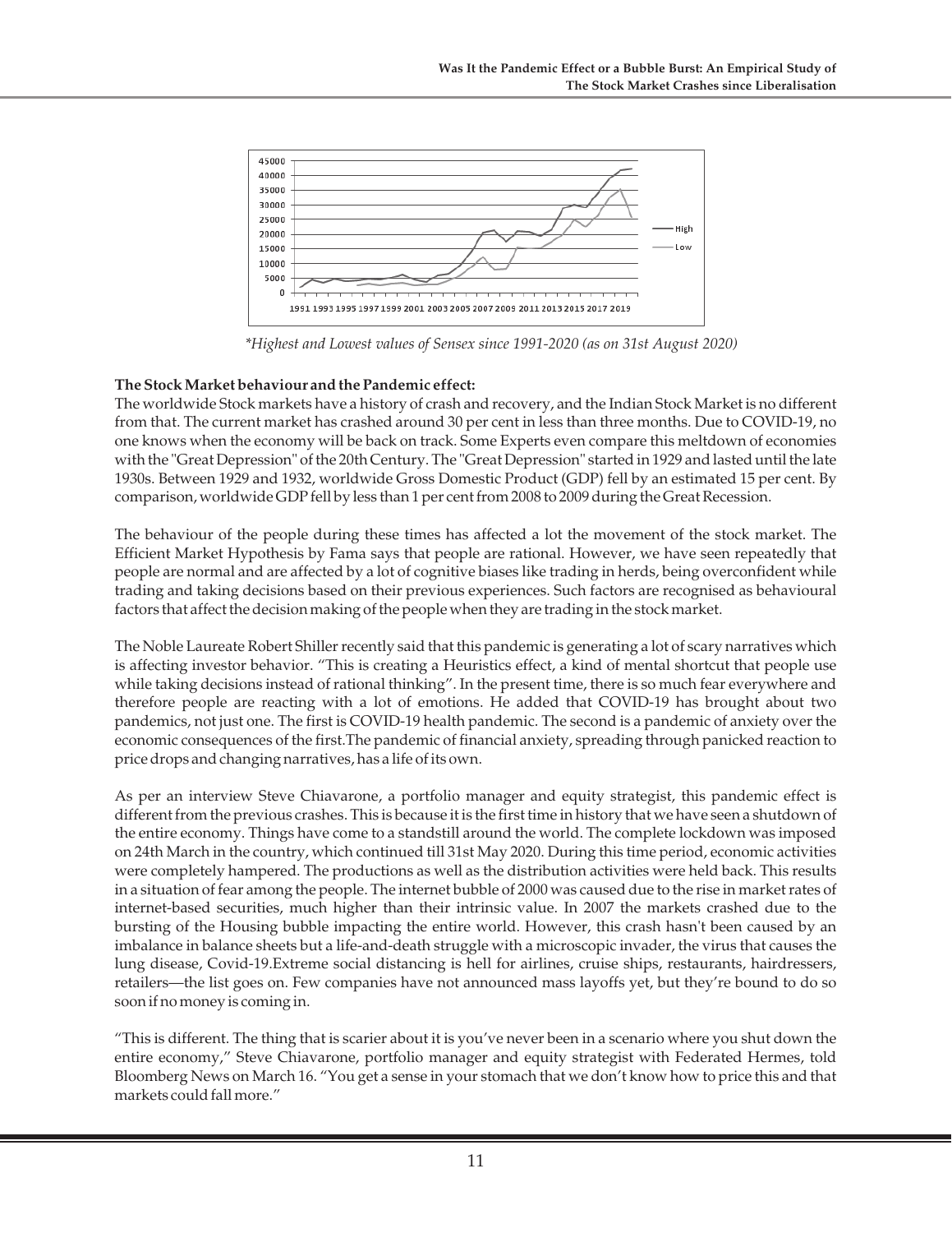*Highest and Lowest values of Sensex since 1991-2020 (as on 31st August 2020)

**The Stock Market behaviour and the Pandemic effect:**

The worldwide Stock markets have a history of crash and recovery, and the Indian Stock Market is no different from that. The current market has crashed around 30 per cent in less than three months. Due to COVID-19, no one knows when the economy will be back on track. Some Experts even compare this meltdown of economies with the "Great Depression" of the 20th Century. The "Great Depression" started in 1929 and lasted until the late 1930s. Between 1929 and 1932, worldwide Gross Domestic Product (GDP) fell by an estimated 15 per cent. By comparison, worldwide GDP fell by less than 1 per cent from 2008 to 2009 during the Great Recession.

The behaviour of the people during these times has affected a lot the movement of the stock market. The Efficient Market Hypothesis by Fama says that people are rational. However, we have seen repeatedly that people are normal and are affected by a lot of cognitive biases like trading in herds, being overconfident while trading and taking decisions based on their previous experiences. Such factors are recognised as behavioural factors that affect the decision making of the people when they are trading in the stock market.

The Noble Laureate Robert Shiller recently said that this pandemic is generating a lot of scary narratives which is affecting investor behavior. "This is creating a Heuristics effect, a kind of mental shortcut that people use while taking decisions instead of rational thinking". In the present time, there is so much fear everywhere and therefore people are reacting with a lot of emotions. He added that COVID-19 has brought about two pandemics, not just one. The first is COVID-19 health pandemic. The second is a pandemic of anxiety over the economic consequences of the first.The pandemic of financial anxiety, spreading through panicked reaction to price drops and changing narratives, has a life of its own.

As per an interview Steve Chiavarone, a portfolio manager and equity strategist, this pandemic effect is different from the previous crashes. This is because it is the first time in history that we have seen a shutdown of the entire economy. Things have come to a standstill around the world. The complete lockdown was imposed on 24th March in the country, which continued till 31st May 2020. During this time period, economic activities were completely hampered. The productions as well as the distribution activities were held back. This results in a situation of fear among the people. The internet bubble of 2000 was caused due to the rise in market rates of internet-based securities, much higher than their intrinsic value. In 2007 the markets crashed due to the bursting of the Housing bubble impacting the entire world. However, this crash hasn't been caused by an imbalance in balance sheets but a life-and-death struggle with a microscopic invader, the virus that causes the lung disease, Covid-19.Extreme social distancing is hell for airlines, cruise ships, restaurants, hairdressers, retailers—the list goes on. Few companies have not announced mass layoffs yet, but they're bound to do so soon if no money is coming in.

"This is different. The thing that is scarier about it is you've never been in a scenario where you shut down the entire economy," Steve Chiavarone, portfolio manager and equity strategist with Federated Hermes, told Bloomberg News on March 16. "You get a sense in your stomach that we don't know how to price this and that markets could fall more."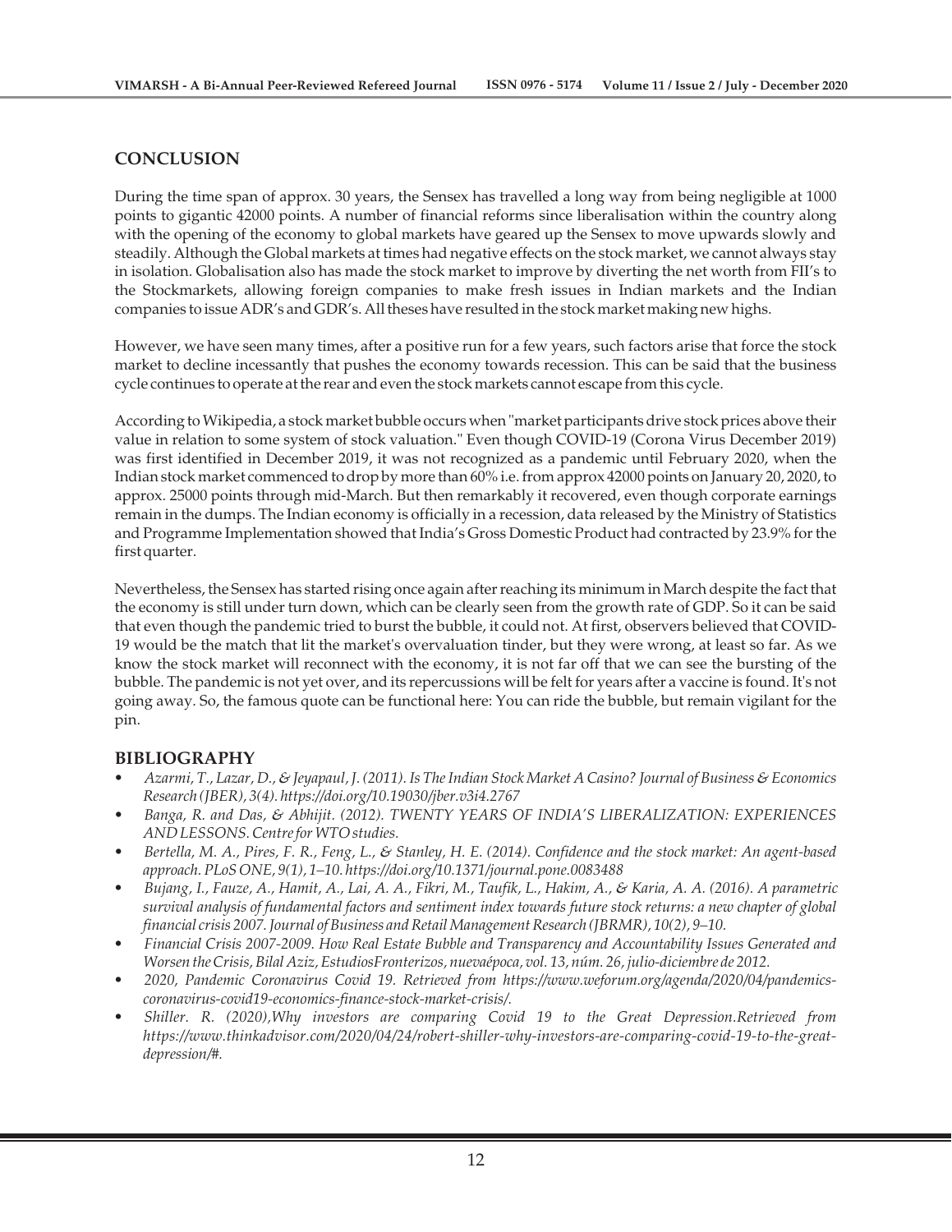## CONCLUSION

During the time span of approx. 30 years, the Sensex has travelled a long way from being negligible at 1000 points to gigantic 42000 points. A number of financial reforms since liberalisation within the country along with the opening of the economy to global markets have geared up the Sensex to move upwards slowly and steadily. Although the Global markets at times had negative effects on the stock market, we cannot always stay in isolation. Globalisation also has made the stock market to improve by diverting the net worth from FII's to the Stockmarkets, allowing foreign companies to make fresh issues in Indian markets and the Indian companies to issue ADR's and GDR's. All theses have resulted in the stock market making new highs.

However, we have seen many times, after a positive run for a few years, such factors arise that force the stock market to decline incessantly that pushes the economy towards recession. This can be said that the business cycle continues to operate at the rear and even the stock markets cannot escape from this cycle.

According to Wikipedia, a stock market bubble occurs when "market participants drive stock prices above their value in relation to some system of stock valuation." Even though COVID-19 (Corona Virus December 2019) was first identified in December 2019, it was not recognized as a pandemic until February 2020, when the Indian stock market commenced to drop by more than 60% i.e. from approx 42000 points on January 20, 2020, to approx. 25000 points through mid-March. But then remarkably it recovered, even though corporate earnings remain in the dumps. The Indian economy is officially in a recession, data released by the Ministry of Statistics and Programme Implementation showed that India's Gross Domestic Product had contracted by 23.9% for the first quarter.

Nevertheless, the Sensex has started rising once again after reaching its minimum in March despite the fact that the economy is still under turn down, which can be clearly seen from the growth rate of GDP. So it can be said that even though the pandemic tried to burst the bubble, it could not. At first, observers believed that COVID-19 would be the match that lit the market's overvaluation tinder, but they were wrong, at least so far. As we know the stock market will reconnect with the economy, it is not far off that we can see the bursting of the bubble. The pandemic is not yet over, and its repercussions will be felt for years after a vaccine is found. It's not going away. So, the famous quote can be functional here: You can ride the bubble, but remain vigilant for the pin.

## BIBLIOGRAPHY

- *Azarmi, T., Lazar, D., & Jeyapaul, J. (2011). Is The Indian Stock Market A Casino? Journal of Business & Economics Research (JBER), 3(4). https://doi.org/10.19030/jber.v3i4.2767*
- *Banga, R. and Das, & Abhijit. (2012). TWENTY YEARS OF INDIA'S LIBERALIZATION: EXPERIENCES AND LESSONS. Centre for WTO studies.*
- *Bertella, M. A., Pires, F. R., Feng, L., & Stanley, H. E. (2014). Confidence and the stock market: An agent-based approach. PLoS ONE, 9(1), 1–10. https://doi.org/10.1371/journal.pone.0083488*
- *Bujang, I., Fauze, A., Hamit, A., Lai, A. A., Fikri, M., Taufik, L., Hakim, A., & Karia, A. A. (2016). A parametric survival analysis of fundamental factors and sentiment index towards future stock returns: a new chapter of global financial crisis 2007. Journal of Business and Retail Management Research (JBRMR), 10(2), 9–10.*
- *Financial Crisis 2007-2009. How Real Estate Bubble and Transparency and Accountability Issues Generated and Worsen the Crisis, Bilal Aziz, EstudiosFronterizos, nuevaépoca, vol. 13, núm. 26, julio-diciembre de 2012.*
- *2020, Pandemic Coronavirus Covid 19. Retrieved from https://www.weforum.org/agenda/2020/04/pandemics-coronavirus-covid19-economics-finance-stock-market-crisis/.*
- *Shiller. R. (2020),Why investors are comparing Covid 19 to the Great Depression.Retrieved from https://www.thinkadvisor.com/2020/04/24/robert-shiller-why-investors-are-comparing-covid-19-to-the-great-depression/#.*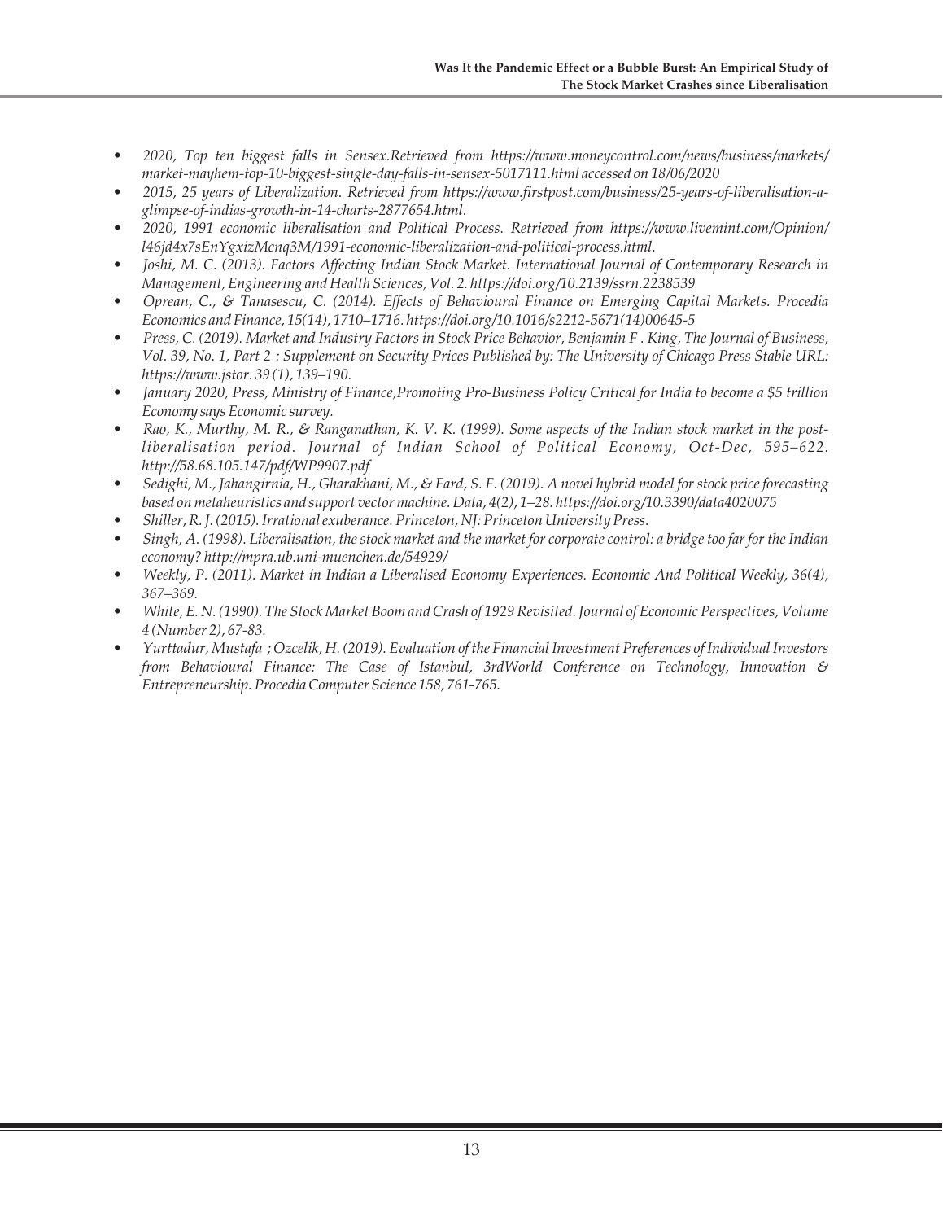- *2020, Top ten biggest falls in Sensex.Retrieved from https://www.moneycontrol.com/news/business/markets/market-mayhem-top-10-biggest-single-day-falls-in-sensex-5017111.html accessed on 18/06/2020*
- *2015, 25 years of Liberalization. Retrieved from https://www.firstpost.com/business/25-years-of-liberalisation-a-glimpse-of-indias-growth-in-14-charts-2877654.html.*
- *2020, 1991 economic liberalisation and Political Process. Retrieved from https://www.livemint.com/Opinion/l46jd4x7sEnYgxizMcnq3M/1991-economic-liberalization-and-political-process.html.*
- *Joshi, M. C. (2013). Factors Affecting Indian Stock Market. International Journal of Contemporary Research in Management, Engineering and Health Sciences, Vol. 2. https://doi.org/10.2139/ssrn.2238539*
- *Oprean, C., & Tanasescu, C. (2014). Effects of Behavioural Finance on Emerging Capital Markets. Procedia Economics and Finance, 15(14), 1710–1716. https://doi.org/10.1016/s2212-5671(14)00645-5*
- *Press, C. (2019). Market and Industry Factors in Stock Price Behavior, Benjamin F . King, The Journal of Business, Vol. 39, No. 1, Part 2 : Supplement on Security Prices Published by: The University of Chicago Press Stable URL: https://www.jstor. 39 (1), 139–190.*
- *January 2020, Press, Ministry of Finance,Promoting Pro-Business Policy Critical for India to become a $5 trillion Economy says Economic survey.*
- *Rao, K., Murthy, M. R., & Ranganathan, K. V. K. (1999). Some aspects of the Indian stock market in the post-liberalisation period. Journal of Indian School of Political Economy, Oct-Dec, 595–622. http://58.68.105.147/pdf/WP9907.pdf*
- *Sedighi, M., Jahangirnia, H., Gharakhani, M., & Fard, S. F. (2019). A novel hybrid model for stock price forecasting based on metaheuristics and support vector machine. Data, 4(2), 1–28. https://doi.org/10.3390/data4020075*
- *Shiller, R. J. (2015). Irrational exuberance. Princeton, NJ: Princeton University Press.*
- *Singh, A. (1998). Liberalisation, the stock market and the market for corporate control: a bridge too far for the Indian economy? http://mpra.ub.uni-muenchen.de/54929/*
- *Weekly, P. (2011). Market in Indian a Liberalised Economy Experiences. Economic And Political Weekly, 36(4), 367–369.*
- *White, E. N. (1990). The Stock Market Boom and Crash of 1929 Revisited. Journal of Economic Perspectives, Volume 4 (Number 2), 67-83.*
- *Yurttadur, Mustafa ; Ozcelik, H. (2019). Evaluation of the Financial Investment Preferences of Individual Investors from Behavioural Finance: The Case of Istanbul, 3rdWorld Conference on Technology, Innovation & Entrepreneurship. Procedia Computer Science 158, 761-765.*